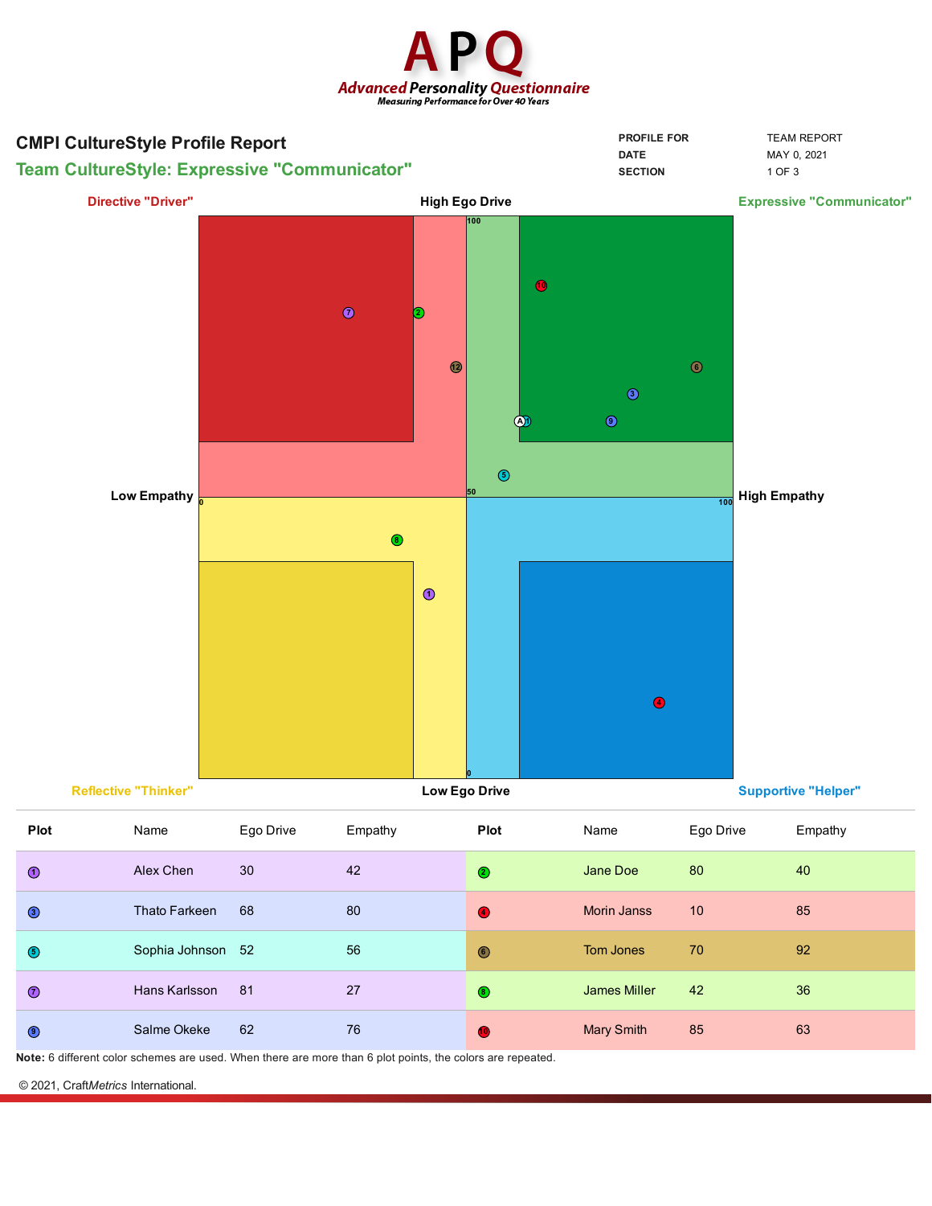# APQ

***Advanced Personality Questionnaire***
*Measuring Performance for Over 40 Years*

## CMPI CultureStyle Profile Report

## Team CultureStyle: Expressive "Communicator"

| | |
|---|---|
| PROFILE FOR | TEAM REPORT |
| DATE | MAY 0, 2021 |
| SECTION | 1 OF 3 |

Directive "Driver" | High Ego Drive | Expressive "Communicator"

Low Empathy | High Empathy

Reflective "Thinker" | Low Ego Drive | Supportive "Helper"

| Plot | Name | Ego Drive | Empathy | Plot | Name | Ego Drive | Empathy |
|---|---|---|---|---|---|---|---|
| 1 | Alex Chen | 30 | 42 | 2 | Jane Doe | 80 | 40 |
| 3 | Thato Farkeen | 68 | 80 | 4 | Morin Janss | 10 | 85 |
| 5 | Sophia Johnson | 52 | 56 | 6 | Tom Jones | 70 | 92 |
| 7 | Hans Karlsson | 81 | 27 | 8 | James Miller | 42 | 36 |
| 9 | Salme Okeke | 62 | 76 | 10 | Mary Smith | 85 | 63 |

**Note:** 6 different color schemes are used. When there are more than 6 plot points, the colors are repeated.

© 2021, Craft*Metrics* International.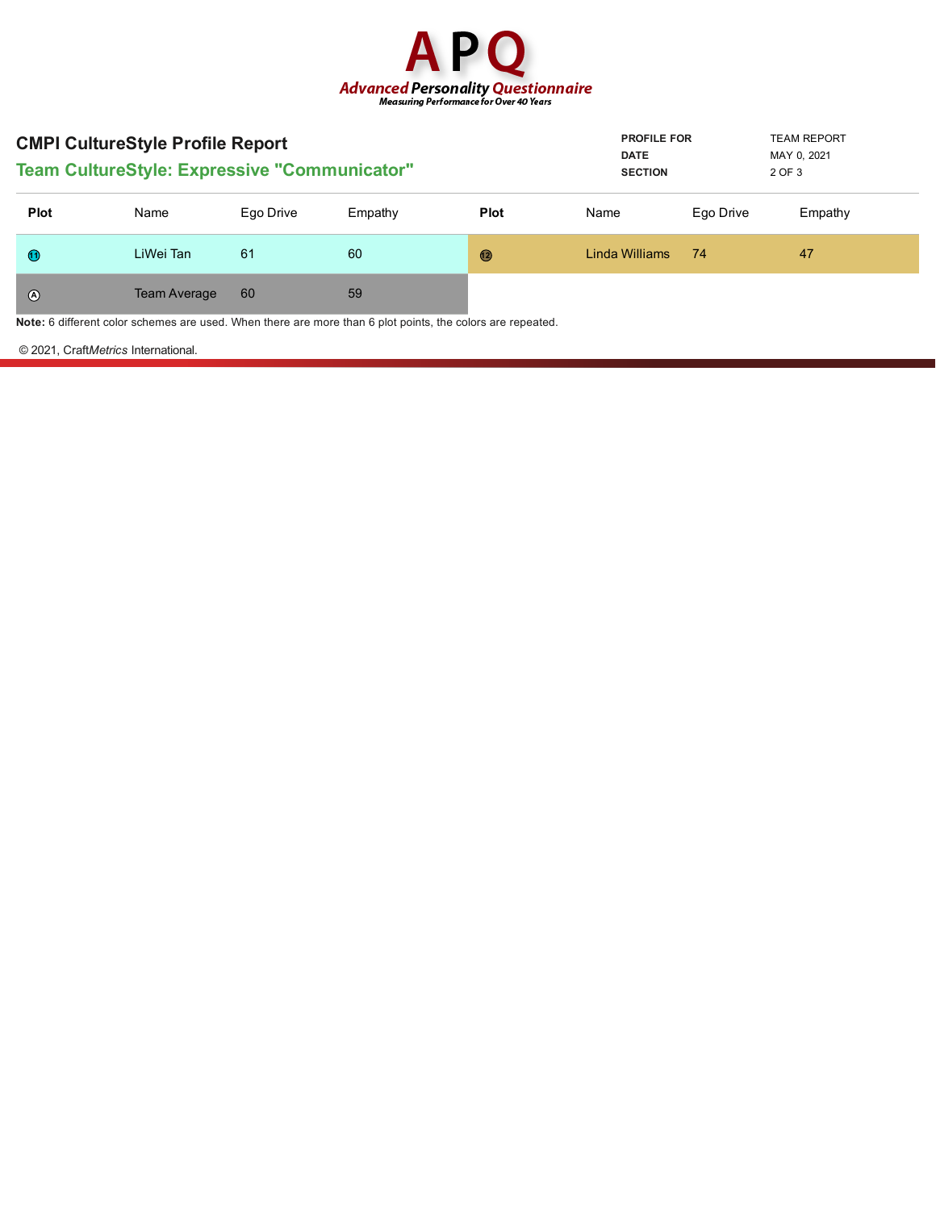# APQ

**Advanced Personality Questionnaire**

*Measuring Performance for Over 40 Years*

## CMPI CultureStyle Profile Report

### Team CultureStyle: Expressive "Communicator"

| | |
|---|---|
| **PROFILE FOR** | TEAM REPORT |
| **DATE** | MAY 0, 2021 |
| **SECTION** | 2 OF 3 |

| Plot | Name | Ego Drive | Empathy | Plot | Name | Ego Drive | Empathy |
|---|---|---|---|---|---|---|---|
| 11 | LiWei Tan | 61 | 60 | 12 | Linda Williams | 74 | 47 |
| A | Team Average | 60 | 59 | | | | |

**Note:** 6 different color schemes are used. When there are more than 6 plot points, the colors are repeated.

© 2021, Craft*Metrics* International.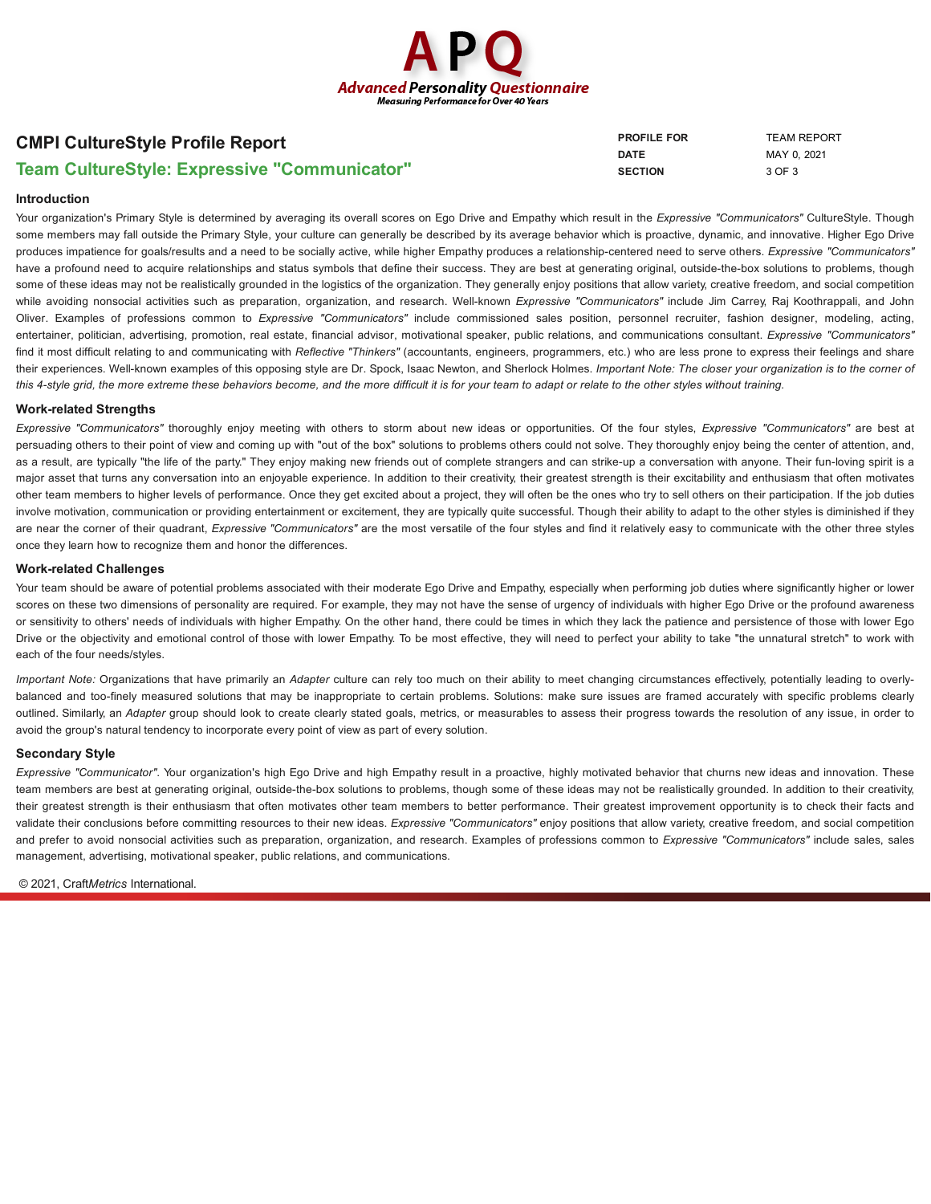# APQ

***Advanced Personality Questionnaire***

*Measuring Performance for Over 40 Years*

## CMPI CultureStyle Profile Report

## Team CultureStyle: Expressive "Communicator"

| | |
|---|---|
| **PROFILE FOR** | TEAM REPORT |
| **DATE** | MAY 0, 2021 |
| **SECTION** | 3 OF 3 |

### Introduction

Your organization's Primary Style is determined by averaging its overall scores on Ego Drive and Empathy which result in the *Expressive "Communicators"* CultureStyle. Though some members may fall outside the Primary Style, your culture can generally be described by its average behavior which is proactive, dynamic, and innovative. Higher Ego Drive produces impatience for goals/results and a need to be socially active, while higher Empathy produces a relationship-centered need to serve others. *Expressive "Communicators"* have a profound need to acquire relationships and status symbols that define their success. They are best at generating original, outside-the-box solutions to problems, though some of these ideas may not be realistically grounded in the logistics of the organization. They generally enjoy positions that allow variety, creative freedom, and social competition while avoiding nonsocial activities such as preparation, organization, and research. Well-known *Expressive "Communicators"* include Jim Carrey, Raj Koothrappali, and John Oliver. Examples of professions common to *Expressive "Communicators"* include commissioned sales position, personnel recruiter, fashion designer, modeling, acting, entertainer, politician, advertising, promotion, real estate, financial advisor, motivational speaker, public relations, and communications consultant. *Expressive "Communicators"* find it most difficult relating to and communicating with *Reflective "Thinkers"* (accountants, engineers, programmers, etc.) who are less prone to express their feelings and share their experiences. Well-known examples of this opposing style are Dr. Spock, Isaac Newton, and Sherlock Holmes. *Important Note: The closer your organization is to the corner of this 4-style grid, the more extreme these behaviors become, and the more difficult it is for your team to adapt or relate to the other styles without training.*

### Work-related Strengths

*Expressive "Communicators"* thoroughly enjoy meeting with others to storm about new ideas or opportunities. Of the four styles, *Expressive "Communicators"* are best at persuading others to their point of view and coming up with "out of the box" solutions to problems others could not solve. They thoroughly enjoy being the center of attention, and, as a result, are typically "the life of the party." They enjoy making new friends out of complete strangers and can strike-up a conversation with anyone. Their fun-loving spirit is a major asset that turns any conversation into an enjoyable experience. In addition to their creativity, their greatest strength is their excitability and enthusiasm that often motivates other team members to higher levels of performance. Once they get excited about a project, they will often be the ones who try to sell others on their participation. If the job duties involve motivation, communication or providing entertainment or excitement, they are typically quite successful. Though their ability to adapt to the other styles is diminished if they are near the corner of their quadrant, *Expressive "Communicators"* are the most versatile of the four styles and find it relatively easy to communicate with the other three styles once they learn how to recognize them and honor the differences.

### Work-related Challenges

Your team should be aware of potential problems associated with their moderate Ego Drive and Empathy, especially when performing job duties where significantly higher or lower scores on these two dimensions of personality are required. For example, they may not have the sense of urgency of individuals with higher Ego Drive or the profound awareness or sensitivity to others' needs of individuals with higher Empathy. On the other hand, there could be times in which they lack the patience and persistence of those with lower Ego Drive or the objectivity and emotional control of those with lower Empathy. To be most effective, they will need to perfect your ability to take "the unnatural stretch" to work with each of the four needs/styles.

*Important Note:* Organizations that have primarily an *Adapter* culture can rely too much on their ability to meet changing circumstances effectively, potentially leading to overly-balanced and too-finely measured solutions that may be inappropriate to certain problems. Solutions: make sure issues are framed accurately with specific problems clearly outlined. Similarly, an *Adapter* group should look to create clearly stated goals, metrics, or measurables to assess their progress towards the resolution of any issue, in order to avoid the group's natural tendency to incorporate every point of view as part of every solution.

### Secondary Style

*Expressive "Communicator"*. Your organization's high Ego Drive and high Empathy result in a proactive, highly motivated behavior that churns new ideas and innovation. These team members are best at generating original, outside-the-box solutions to problems, though some of these ideas may not be realistically grounded. In addition to their creativity, their greatest strength is their enthusiasm that often motivates other team members to better performance. Their greatest improvement opportunity is to check their facts and validate their conclusions before committing resources to their new ideas. *Expressive "Communicators"* enjoy positions that allow variety, creative freedom, and social competition and prefer to avoid nonsocial activities such as preparation, organization, and research. Examples of professions common to *Expressive "Communicators"* include sales, sales management, advertising, motivational speaker, public relations, and communications.

© 2021, Craft*Metrics* International.